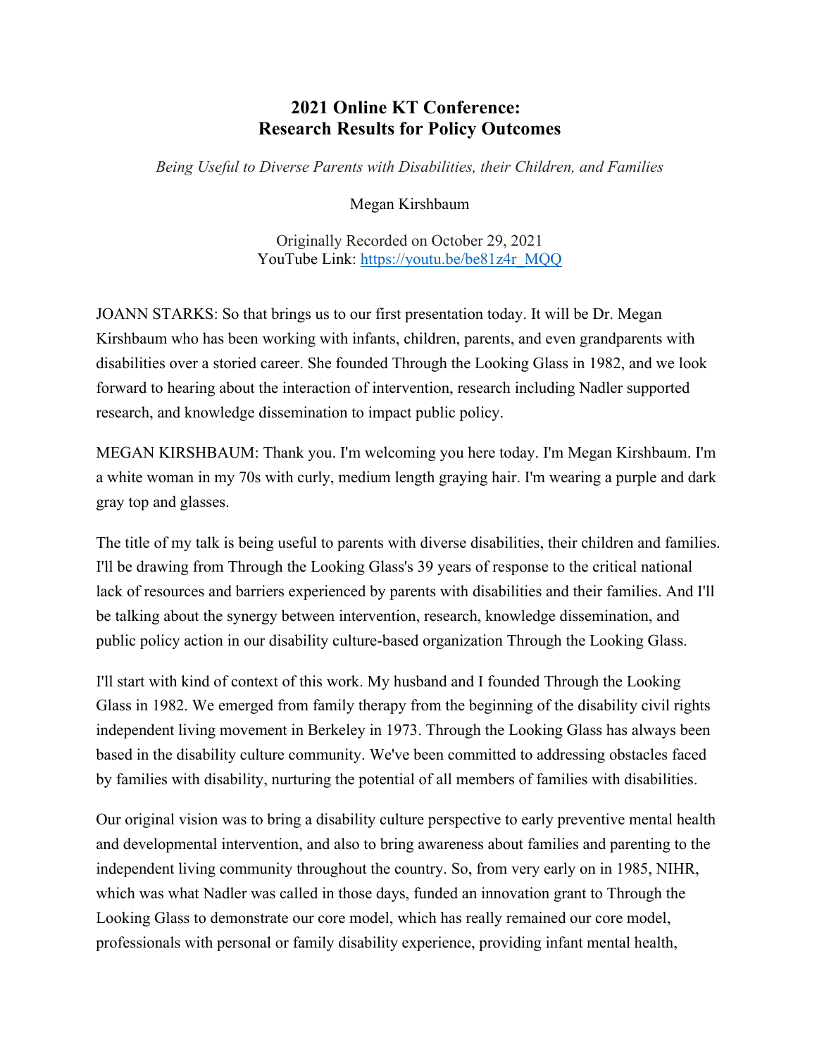# 2021 Online KT Conference: Research Results for Policy Outcomes

*Being Useful to Diverse Parents with Disabilities, their Children, and Families*

Megan Kirshbaum

Originally Recorded on October 29, 2021
YouTube Link: [https://youtu.be/be81z4r_MQQ](https://youtu.be/be81z4r_MQQ)

JOANN STARKS: So that brings us to our first presentation today. It will be Dr. Megan Kirshbaum who has been working with infants, children, parents, and even grandparents with disabilities over a storied career. She founded Through the Looking Glass in 1982, and we look forward to hearing about the interaction of intervention, research including Nadler supported research, and knowledge dissemination to impact public policy.

MEGAN KIRSHBAUM: Thank you. I'm welcoming you here today. I'm Megan Kirshbaum. I'm a white woman in my 70s with curly, medium length graying hair. I'm wearing a purple and dark gray top and glasses.

The title of my talk is being useful to parents with diverse disabilities, their children and families. I'll be drawing from Through the Looking Glass's 39 years of response to the critical national lack of resources and barriers experienced by parents with disabilities and their families. And I'll be talking about the synergy between intervention, research, knowledge dissemination, and public policy action in our disability culture-based organization Through the Looking Glass.

I'll start with kind of context of this work. My husband and I founded Through the Looking Glass in 1982. We emerged from family therapy from the beginning of the disability civil rights independent living movement in Berkeley in 1973. Through the Looking Glass has always been based in the disability culture community. We've been committed to addressing obstacles faced by families with disability, nurturing the potential of all members of families with disabilities.

Our original vision was to bring a disability culture perspective to early preventive mental health and developmental intervention, and also to bring awareness about families and parenting to the independent living community throughout the country. So, from very early on in 1985, NIHR, which was what Nadler was called in those days, funded an innovation grant to Through the Looking Glass to demonstrate our core model, which has really remained our core model, professionals with personal or family disability experience, providing infant mental health,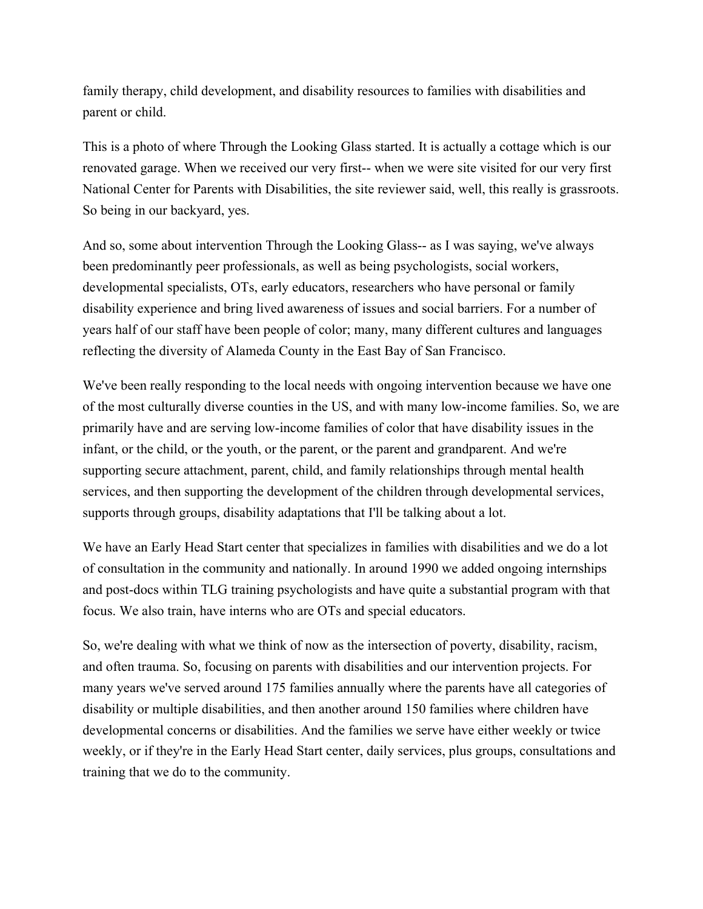family therapy, child development, and disability resources to families with disabilities and parent or child.

This is a photo of where Through the Looking Glass started. It is actually a cottage which is our renovated garage. When we received our very first-- when we were site visited for our very first National Center for Parents with Disabilities, the site reviewer said, well, this really is grassroots. So being in our backyard, yes.

And so, some about intervention Through the Looking Glass-- as I was saying, we've always been predominantly peer professionals, as well as being psychologists, social workers, developmental specialists, OTs, early educators, researchers who have personal or family disability experience and bring lived awareness of issues and social barriers. For a number of years half of our staff have been people of color; many, many different cultures and languages reflecting the diversity of Alameda County in the East Bay of San Francisco.

We've been really responding to the local needs with ongoing intervention because we have one of the most culturally diverse counties in the US, and with many low-income families. So, we are primarily have and are serving low-income families of color that have disability issues in the infant, or the child, or the youth, or the parent, or the parent and grandparent. And we're supporting secure attachment, parent, child, and family relationships through mental health services, and then supporting the development of the children through developmental services, supports through groups, disability adaptations that I'll be talking about a lot.

We have an Early Head Start center that specializes in families with disabilities and we do a lot of consultation in the community and nationally. In around 1990 we added ongoing internships and post-docs within TLG training psychologists and have quite a substantial program with that focus. We also train, have interns who are OTs and special educators.

So, we're dealing with what we think of now as the intersection of poverty, disability, racism, and often trauma. So, focusing on parents with disabilities and our intervention projects. For many years we've served around 175 families annually where the parents have all categories of disability or multiple disabilities, and then another around 150 families where children have developmental concerns or disabilities. And the families we serve have either weekly or twice weekly, or if they're in the Early Head Start center, daily services, plus groups, consultations and training that we do to the community.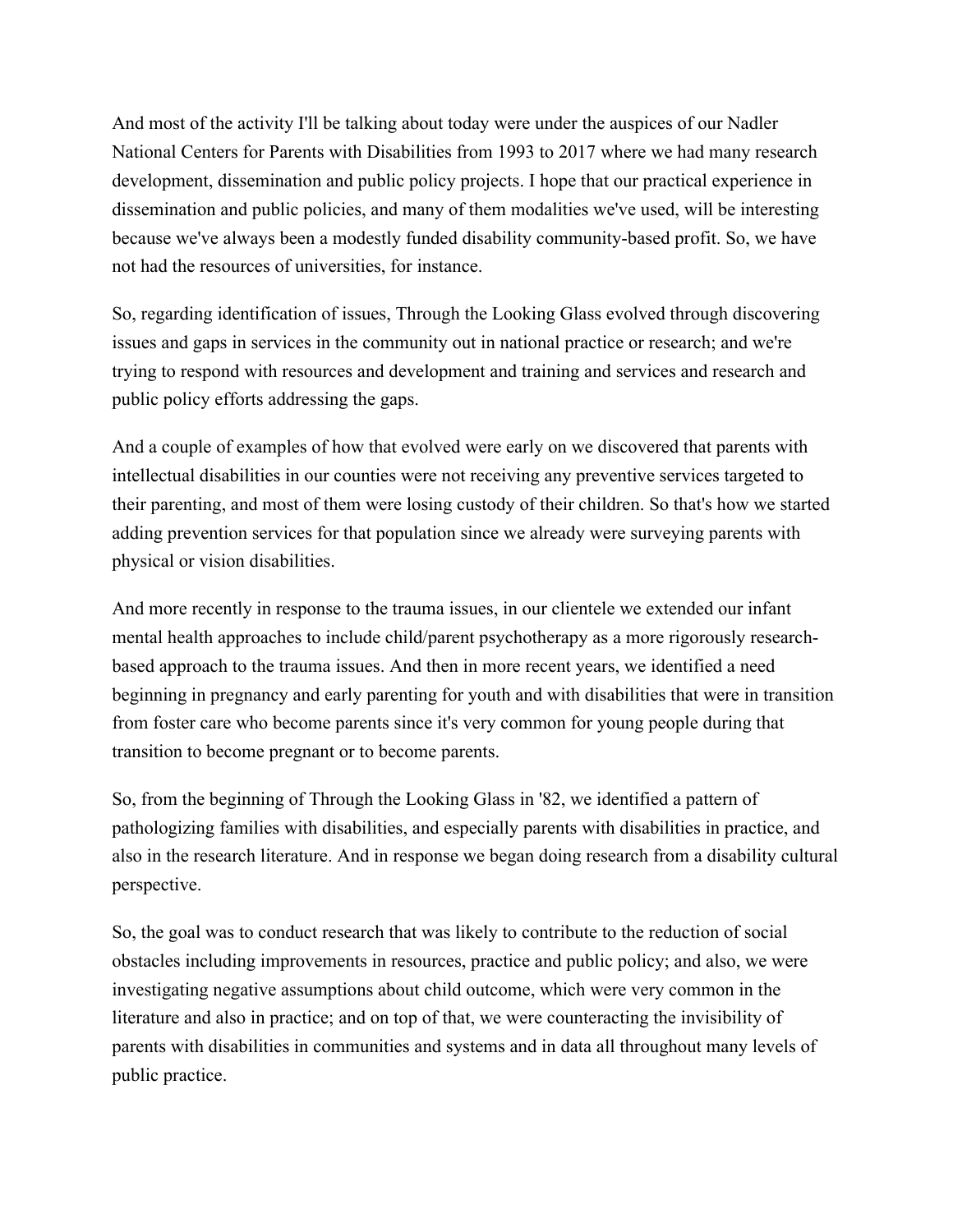And most of the activity I'll be talking about today were under the auspices of our Nadler National Centers for Parents with Disabilities from 1993 to 2017 where we had many research development, dissemination and public policy projects. I hope that our practical experience in dissemination and public policies, and many of them modalities we've used, will be interesting because we've always been a modestly funded disability community-based profit. So, we have not had the resources of universities, for instance.

So, regarding identification of issues, Through the Looking Glass evolved through discovering issues and gaps in services in the community out in national practice or research; and we're trying to respond with resources and development and training and services and research and public policy efforts addressing the gaps.

And a couple of examples of how that evolved were early on we discovered that parents with intellectual disabilities in our counties were not receiving any preventive services targeted to their parenting, and most of them were losing custody of their children. So that's how we started adding prevention services for that population since we already were surveying parents with physical or vision disabilities.

And more recently in response to the trauma issues, in our clientele we extended our infant mental health approaches to include child/parent psychotherapy as a more rigorously research-based approach to the trauma issues. And then in more recent years, we identified a need beginning in pregnancy and early parenting for youth and with disabilities that were in transition from foster care who become parents since it's very common for young people during that transition to become pregnant or to become parents.

So, from the beginning of Through the Looking Glass in '82, we identified a pattern of pathologizing families with disabilities, and especially parents with disabilities in practice, and also in the research literature. And in response we began doing research from a disability cultural perspective.

So, the goal was to conduct research that was likely to contribute to the reduction of social obstacles including improvements in resources, practice and public policy; and also, we were investigating negative assumptions about child outcome, which were very common in the literature and also in practice; and on top of that, we were counteracting the invisibility of parents with disabilities in communities and systems and in data all throughout many levels of public practice.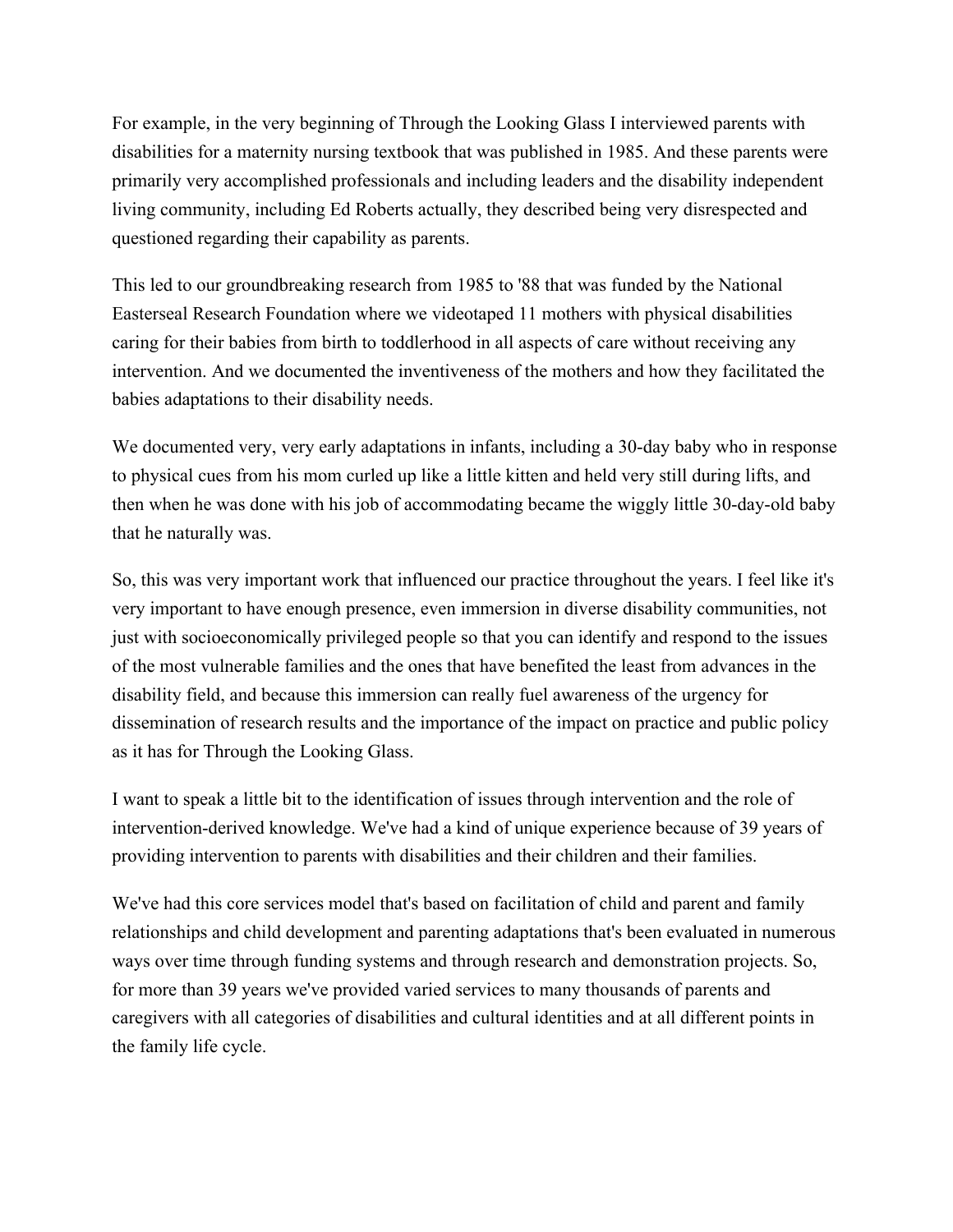For example, in the very beginning of Through the Looking Glass I interviewed parents with disabilities for a maternity nursing textbook that was published in 1985. And these parents were primarily very accomplished professionals and including leaders and the disability independent living community, including Ed Roberts actually, they described being very disrespected and questioned regarding their capability as parents.

This led to our groundbreaking research from 1985 to '88 that was funded by the National Easterseal Research Foundation where we videotaped 11 mothers with physical disabilities caring for their babies from birth to toddlerhood in all aspects of care without receiving any intervention. And we documented the inventiveness of the mothers and how they facilitated the babies adaptations to their disability needs.

We documented very, very early adaptations in infants, including a 30-day baby who in response to physical cues from his mom curled up like a little kitten and held very still during lifts, and then when he was done with his job of accommodating became the wiggly little 30-day-old baby that he naturally was.

So, this was very important work that influenced our practice throughout the years. I feel like it's very important to have enough presence, even immersion in diverse disability communities, not just with socioeconomically privileged people so that you can identify and respond to the issues of the most vulnerable families and the ones that have benefited the least from advances in the disability field, and because this immersion can really fuel awareness of the urgency for dissemination of research results and the importance of the impact on practice and public policy as it has for Through the Looking Glass.

I want to speak a little bit to the identification of issues through intervention and the role of intervention-derived knowledge. We've had a kind of unique experience because of 39 years of providing intervention to parents with disabilities and their children and their families.

We've had this core services model that's based on facilitation of child and parent and family relationships and child development and parenting adaptations that's been evaluated in numerous ways over time through funding systems and through research and demonstration projects. So, for more than 39 years we've provided varied services to many thousands of parents and caregivers with all categories of disabilities and cultural identities and at all different points in the family life cycle.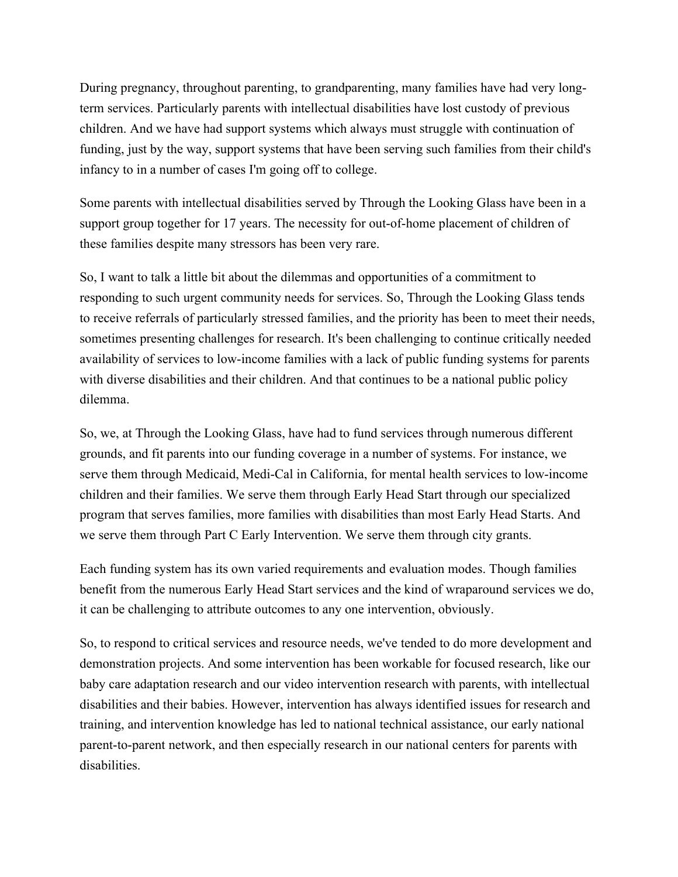During pregnancy, throughout parenting, to grandparenting, many families have had very long-term services. Particularly parents with intellectual disabilities have lost custody of previous children. And we have had support systems which always must struggle with continuation of funding, just by the way, support systems that have been serving such families from their child's infancy to in a number of cases I'm going off to college.

Some parents with intellectual disabilities served by Through the Looking Glass have been in a support group together for 17 years. The necessity for out-of-home placement of children of these families despite many stressors has been very rare.

So, I want to talk a little bit about the dilemmas and opportunities of a commitment to responding to such urgent community needs for services. So, Through the Looking Glass tends to receive referrals of particularly stressed families, and the priority has been to meet their needs, sometimes presenting challenges for research. It's been challenging to continue critically needed availability of services to low-income families with a lack of public funding systems for parents with diverse disabilities and their children. And that continues to be a national public policy dilemma.

So, we, at Through the Looking Glass, have had to fund services through numerous different grounds, and fit parents into our funding coverage in a number of systems. For instance, we serve them through Medicaid, Medi-Cal in California, for mental health services to low-income children and their families. We serve them through Early Head Start through our specialized program that serves families, more families with disabilities than most Early Head Starts. And we serve them through Part C Early Intervention. We serve them through city grants.

Each funding system has its own varied requirements and evaluation modes. Though families benefit from the numerous Early Head Start services and the kind of wraparound services we do, it can be challenging to attribute outcomes to any one intervention, obviously.

So, to respond to critical services and resource needs, we've tended to do more development and demonstration projects. And some intervention has been workable for focused research, like our baby care adaptation research and our video intervention research with parents, with intellectual disabilities and their babies. However, intervention has always identified issues for research and training, and intervention knowledge has led to national technical assistance, our early national parent-to-parent network, and then especially research in our national centers for parents with disabilities.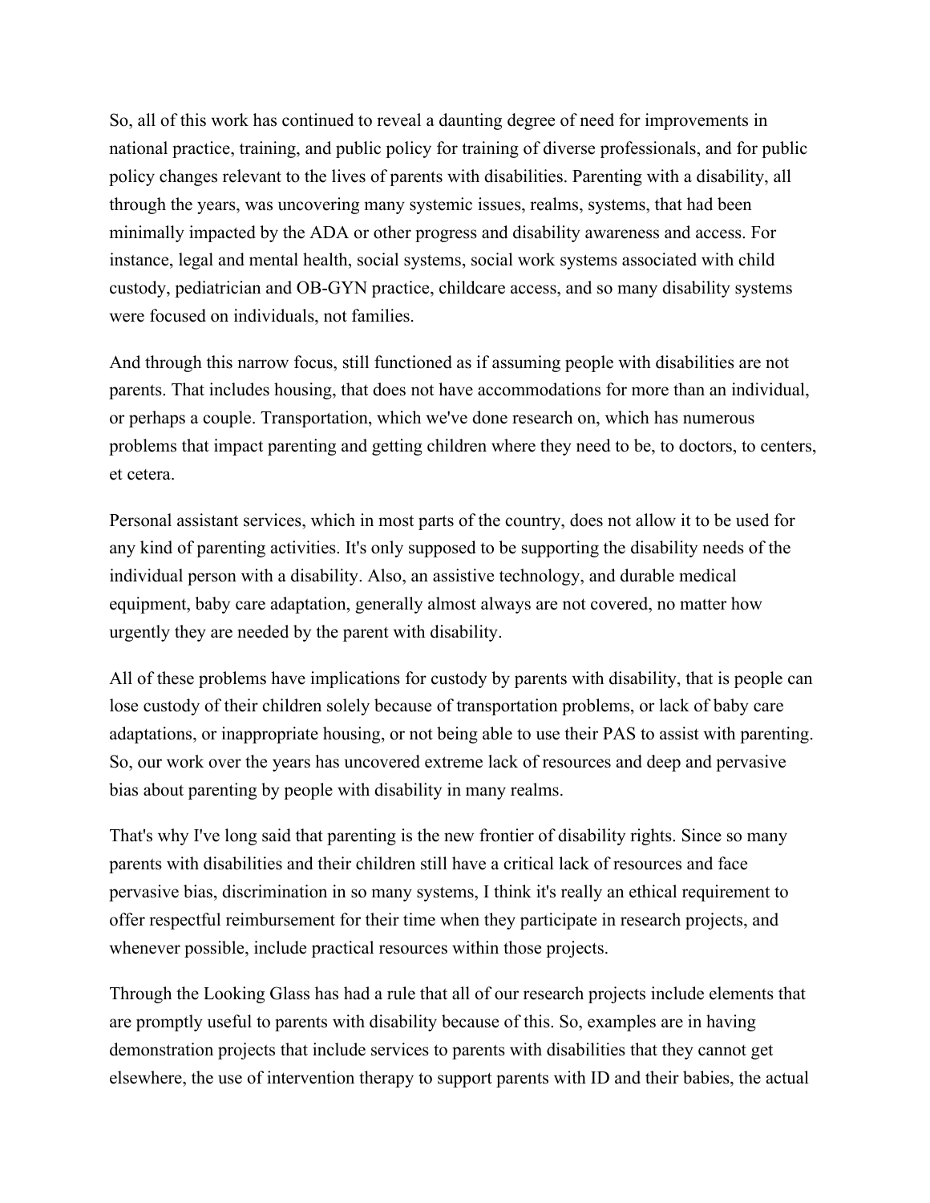So, all of this work has continued to reveal a daunting degree of need for improvements in national practice, training, and public policy for training of diverse professionals, and for public policy changes relevant to the lives of parents with disabilities. Parenting with a disability, all through the years, was uncovering many systemic issues, realms, systems, that had been minimally impacted by the ADA or other progress and disability awareness and access. For instance, legal and mental health, social systems, social work systems associated with child custody, pediatrician and OB-GYN practice, childcare access, and so many disability systems were focused on individuals, not families.

And through this narrow focus, still functioned as if assuming people with disabilities are not parents. That includes housing, that does not have accommodations for more than an individual, or perhaps a couple. Transportation, which we've done research on, which has numerous problems that impact parenting and getting children where they need to be, to doctors, to centers, et cetera.

Personal assistant services, which in most parts of the country, does not allow it to be used for any kind of parenting activities. It's only supposed to be supporting the disability needs of the individual person with a disability. Also, an assistive technology, and durable medical equipment, baby care adaptation, generally almost always are not covered, no matter how urgently they are needed by the parent with disability.

All of these problems have implications for custody by parents with disability, that is people can lose custody of their children solely because of transportation problems, or lack of baby care adaptations, or inappropriate housing, or not being able to use their PAS to assist with parenting. So, our work over the years has uncovered extreme lack of resources and deep and pervasive bias about parenting by people with disability in many realms.

That's why I've long said that parenting is the new frontier of disability rights. Since so many parents with disabilities and their children still have a critical lack of resources and face pervasive bias, discrimination in so many systems, I think it's really an ethical requirement to offer respectful reimbursement for their time when they participate in research projects, and whenever possible, include practical resources within those projects.

Through the Looking Glass has had a rule that all of our research projects include elements that are promptly useful to parents with disability because of this. So, examples are in having demonstration projects that include services to parents with disabilities that they cannot get elsewhere, the use of intervention therapy to support parents with ID and their babies, the actual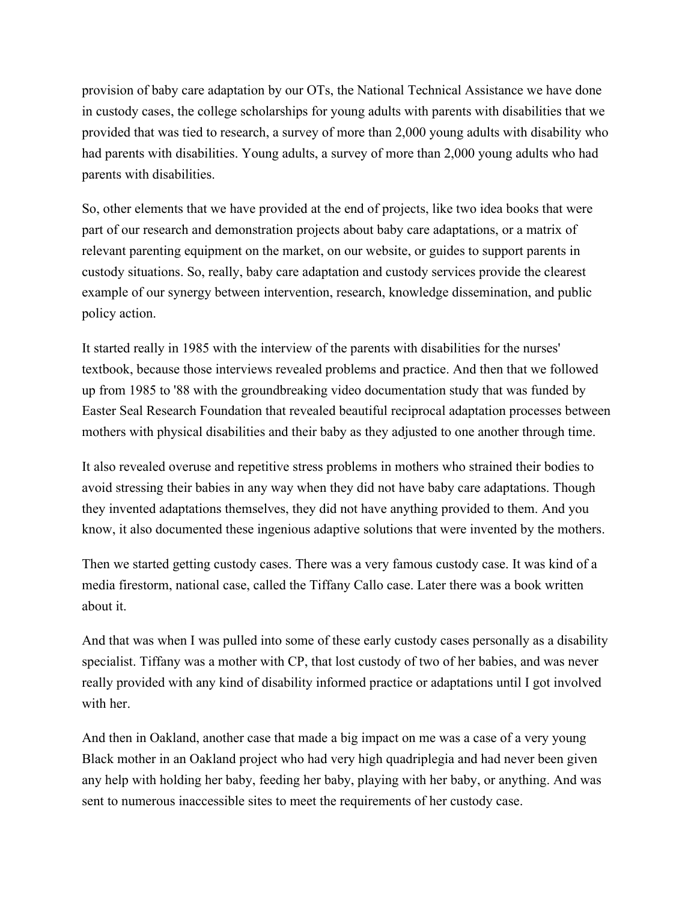provision of baby care adaptation by our OTs, the National Technical Assistance we have done in custody cases, the college scholarships for young adults with parents with disabilities that we provided that was tied to research, a survey of more than 2,000 young adults with disability who had parents with disabilities. Young adults, a survey of more than 2,000 young adults who had parents with disabilities.

So, other elements that we have provided at the end of projects, like two idea books that were part of our research and demonstration projects about baby care adaptations, or a matrix of relevant parenting equipment on the market, on our website, or guides to support parents in custody situations. So, really, baby care adaptation and custody services provide the clearest example of our synergy between intervention, research, knowledge dissemination, and public policy action.

It started really in 1985 with the interview of the parents with disabilities for the nurses' textbook, because those interviews revealed problems and practice. And then that we followed up from 1985 to '88 with the groundbreaking video documentation study that was funded by Easter Seal Research Foundation that revealed beautiful reciprocal adaptation processes between mothers with physical disabilities and their baby as they adjusted to one another through time.

It also revealed overuse and repetitive stress problems in mothers who strained their bodies to avoid stressing their babies in any way when they did not have baby care adaptations. Though they invented adaptations themselves, they did not have anything provided to them. And you know, it also documented these ingenious adaptive solutions that were invented by the mothers.

Then we started getting custody cases. There was a very famous custody case. It was kind of a media firestorm, national case, called the Tiffany Callo case. Later there was a book written about it.

And that was when I was pulled into some of these early custody cases personally as a disability specialist. Tiffany was a mother with CP, that lost custody of two of her babies, and was never really provided with any kind of disability informed practice or adaptations until I got involved with her.

And then in Oakland, another case that made a big impact on me was a case of a very young Black mother in an Oakland project who had very high quadriplegia and had never been given any help with holding her baby, feeding her baby, playing with her baby, or anything. And was sent to numerous inaccessible sites to meet the requirements of her custody case.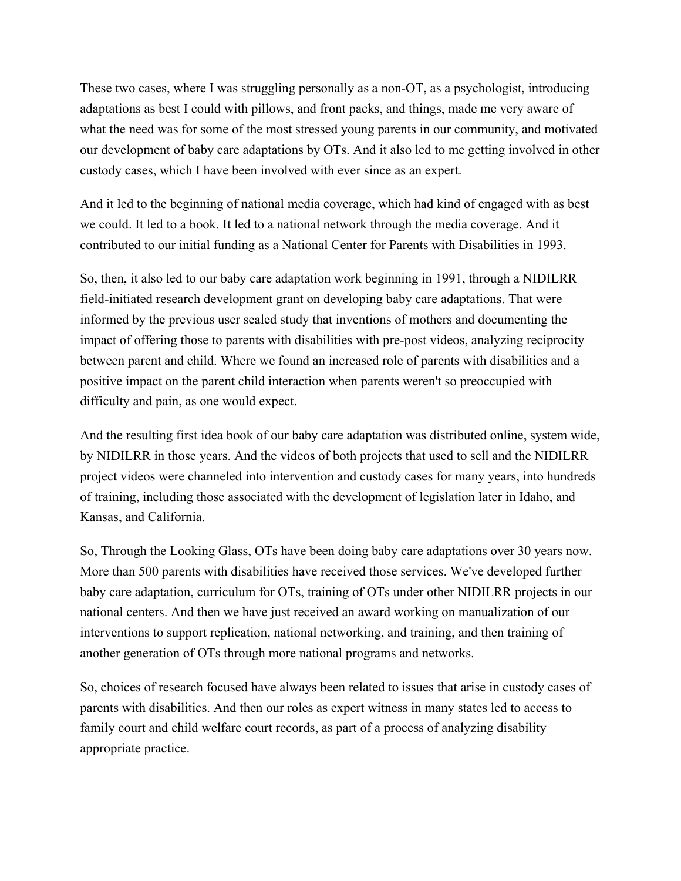These two cases, where I was struggling personally as a non-OT, as a psychologist, introducing adaptations as best I could with pillows, and front packs, and things, made me very aware of what the need was for some of the most stressed young parents in our community, and motivated our development of baby care adaptations by OTs. And it also led to me getting involved in other custody cases, which I have been involved with ever since as an expert.

And it led to the beginning of national media coverage, which had kind of engaged with as best we could. It led to a book. It led to a national network through the media coverage. And it contributed to our initial funding as a National Center for Parents with Disabilities in 1993.

So, then, it also led to our baby care adaptation work beginning in 1991, through a NIDILRR field-initiated research development grant on developing baby care adaptations. That were informed by the previous user sealed study that inventions of mothers and documenting the impact of offering those to parents with disabilities with pre-post videos, analyzing reciprocity between parent and child. Where we found an increased role of parents with disabilities and a positive impact on the parent child interaction when parents weren't so preoccupied with difficulty and pain, as one would expect.

And the resulting first idea book of our baby care adaptation was distributed online, system wide, by NIDILRR in those years. And the videos of both projects that used to sell and the NIDILRR project videos were channeled into intervention and custody cases for many years, into hundreds of training, including those associated with the development of legislation later in Idaho, and Kansas, and California.

So, Through the Looking Glass, OTs have been doing baby care adaptations over 30 years now. More than 500 parents with disabilities have received those services. We've developed further baby care adaptation, curriculum for OTs, training of OTs under other NIDILRR projects in our national centers. And then we have just received an award working on manualization of our interventions to support replication, national networking, and training, and then training of another generation of OTs through more national programs and networks.

So, choices of research focused have always been related to issues that arise in custody cases of parents with disabilities. And then our roles as expert witness in many states led to access to family court and child welfare court records, as part of a process of analyzing disability appropriate practice.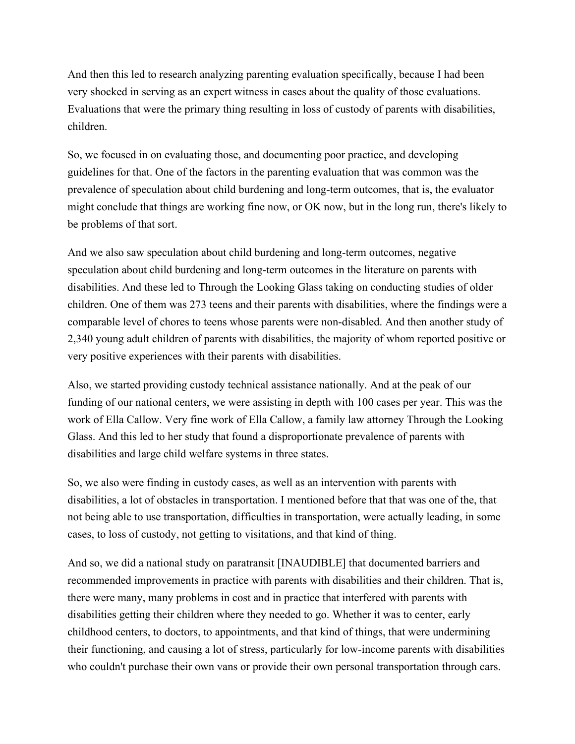And then this led to research analyzing parenting evaluation specifically, because I had been very shocked in serving as an expert witness in cases about the quality of those evaluations. Evaluations that were the primary thing resulting in loss of custody of parents with disabilities, children.

So, we focused in on evaluating those, and documenting poor practice, and developing guidelines for that. One of the factors in the parenting evaluation that was common was the prevalence of speculation about child burdening and long-term outcomes, that is, the evaluator might conclude that things are working fine now, or OK now, but in the long run, there's likely to be problems of that sort.

And we also saw speculation about child burdening and long-term outcomes, negative speculation about child burdening and long-term outcomes in the literature on parents with disabilities. And these led to Through the Looking Glass taking on conducting studies of older children. One of them was 273 teens and their parents with disabilities, where the findings were a comparable level of chores to teens whose parents were non-disabled. And then another study of 2,340 young adult children of parents with disabilities, the majority of whom reported positive or very positive experiences with their parents with disabilities.

Also, we started providing custody technical assistance nationally. And at the peak of our funding of our national centers, we were assisting in depth with 100 cases per year. This was the work of Ella Callow. Very fine work of Ella Callow, a family law attorney Through the Looking Glass. And this led to her study that found a disproportionate prevalence of parents with disabilities and large child welfare systems in three states.

So, we also were finding in custody cases, as well as an intervention with parents with disabilities, a lot of obstacles in transportation. I mentioned before that that was one of the, that not being able to use transportation, difficulties in transportation, were actually leading, in some cases, to loss of custody, not getting to visitations, and that kind of thing.

And so, we did a national study on paratransit [INAUDIBLE] that documented barriers and recommended improvements in practice with parents with disabilities and their children. That is, there were many, many problems in cost and in practice that interfered with parents with disabilities getting their children where they needed to go. Whether it was to center, early childhood centers, to doctors, to appointments, and that kind of things, that were undermining their functioning, and causing a lot of stress, particularly for low-income parents with disabilities who couldn't purchase their own vans or provide their own personal transportation through cars.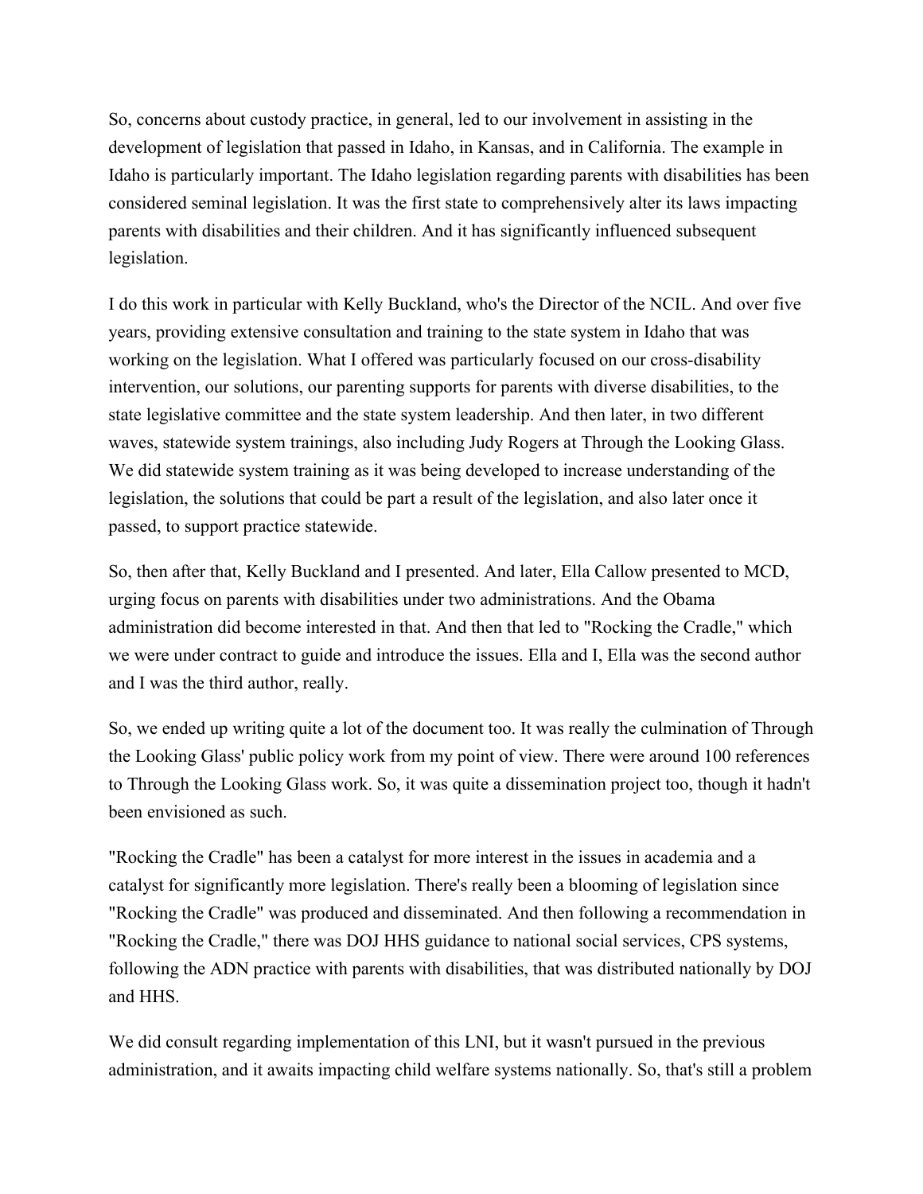So, concerns about custody practice, in general, led to our involvement in assisting in the development of legislation that passed in Idaho, in Kansas, and in California. The example in Idaho is particularly important. The Idaho legislation regarding parents with disabilities has been considered seminal legislation. It was the first state to comprehensively alter its laws impacting parents with disabilities and their children. And it has significantly influenced subsequent legislation.

I do this work in particular with Kelly Buckland, who's the Director of the NCIL. And over five years, providing extensive consultation and training to the state system in Idaho that was working on the legislation. What I offered was particularly focused on our cross-disability intervention, our solutions, our parenting supports for parents with diverse disabilities, to the state legislative committee and the state system leadership. And then later, in two different waves, statewide system trainings, also including Judy Rogers at Through the Looking Glass. We did statewide system training as it was being developed to increase understanding of the legislation, the solutions that could be part a result of the legislation, and also later once it passed, to support practice statewide.

So, then after that, Kelly Buckland and I presented. And later, Ella Callow presented to MCD, urging focus on parents with disabilities under two administrations. And the Obama administration did become interested in that. And then that led to "Rocking the Cradle," which we were under contract to guide and introduce the issues. Ella and I, Ella was the second author and I was the third author, really.

So, we ended up writing quite a lot of the document too. It was really the culmination of Through the Looking Glass' public policy work from my point of view. There were around 100 references to Through the Looking Glass work. So, it was quite a dissemination project too, though it hadn't been envisioned as such.

"Rocking the Cradle" has been a catalyst for more interest in the issues in academia and a catalyst for significantly more legislation. There's really been a blooming of legislation since "Rocking the Cradle" was produced and disseminated. And then following a recommendation in "Rocking the Cradle," there was DOJ HHS guidance to national social services, CPS systems, following the ADN practice with parents with disabilities, that was distributed nationally by DOJ and HHS.

We did consult regarding implementation of this LNI, but it wasn't pursued in the previous administration, and it awaits impacting child welfare systems nationally. So, that's still a problem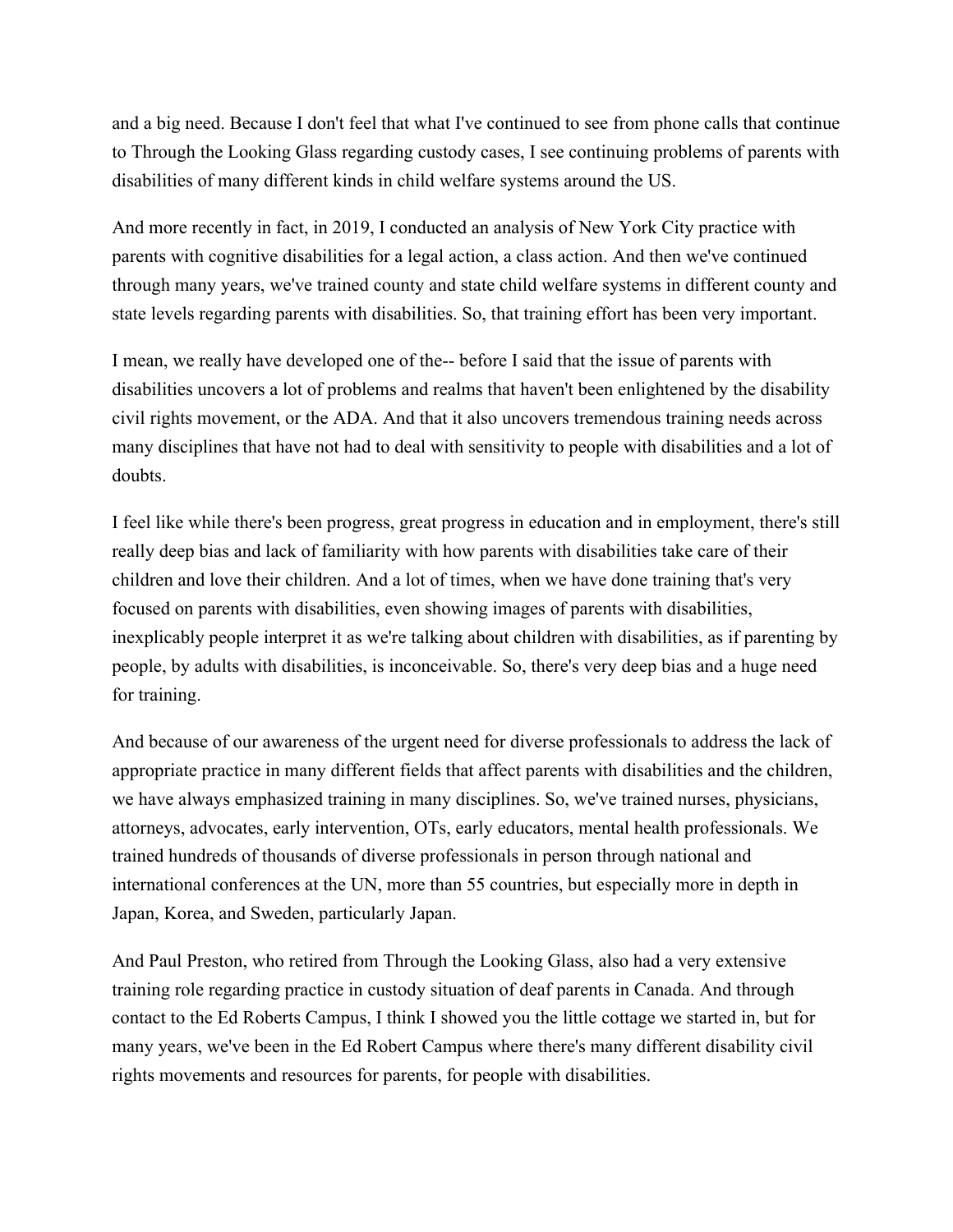and a big need. Because I don't feel that what I've continued to see from phone calls that continue to Through the Looking Glass regarding custody cases, I see continuing problems of parents with disabilities of many different kinds in child welfare systems around the US.

And more recently in fact, in 2019, I conducted an analysis of New York City practice with parents with cognitive disabilities for a legal action, a class action. And then we've continued through many years, we've trained county and state child welfare systems in different county and state levels regarding parents with disabilities. So, that training effort has been very important.

I mean, we really have developed one of the-- before I said that the issue of parents with disabilities uncovers a lot of problems and realms that haven't been enlightened by the disability civil rights movement, or the ADA. And that it also uncovers tremendous training needs across many disciplines that have not had to deal with sensitivity to people with disabilities and a lot of doubts.

I feel like while there's been progress, great progress in education and in employment, there's still really deep bias and lack of familiarity with how parents with disabilities take care of their children and love their children. And a lot of times, when we have done training that's very focused on parents with disabilities, even showing images of parents with disabilities, inexplicably people interpret it as we're talking about children with disabilities, as if parenting by people, by adults with disabilities, is inconceivable. So, there's very deep bias and a huge need for training.

And because of our awareness of the urgent need for diverse professionals to address the lack of appropriate practice in many different fields that affect parents with disabilities and the children, we have always emphasized training in many disciplines. So, we've trained nurses, physicians, attorneys, advocates, early intervention, OTs, early educators, mental health professionals. We trained hundreds of thousands of diverse professionals in person through national and international conferences at the UN, more than 55 countries, but especially more in depth in Japan, Korea, and Sweden, particularly Japan.

And Paul Preston, who retired from Through the Looking Glass, also had a very extensive training role regarding practice in custody situation of deaf parents in Canada. And through contact to the Ed Roberts Campus, I think I showed you the little cottage we started in, but for many years, we've been in the Ed Robert Campus where there's many different disability civil rights movements and resources for parents, for people with disabilities.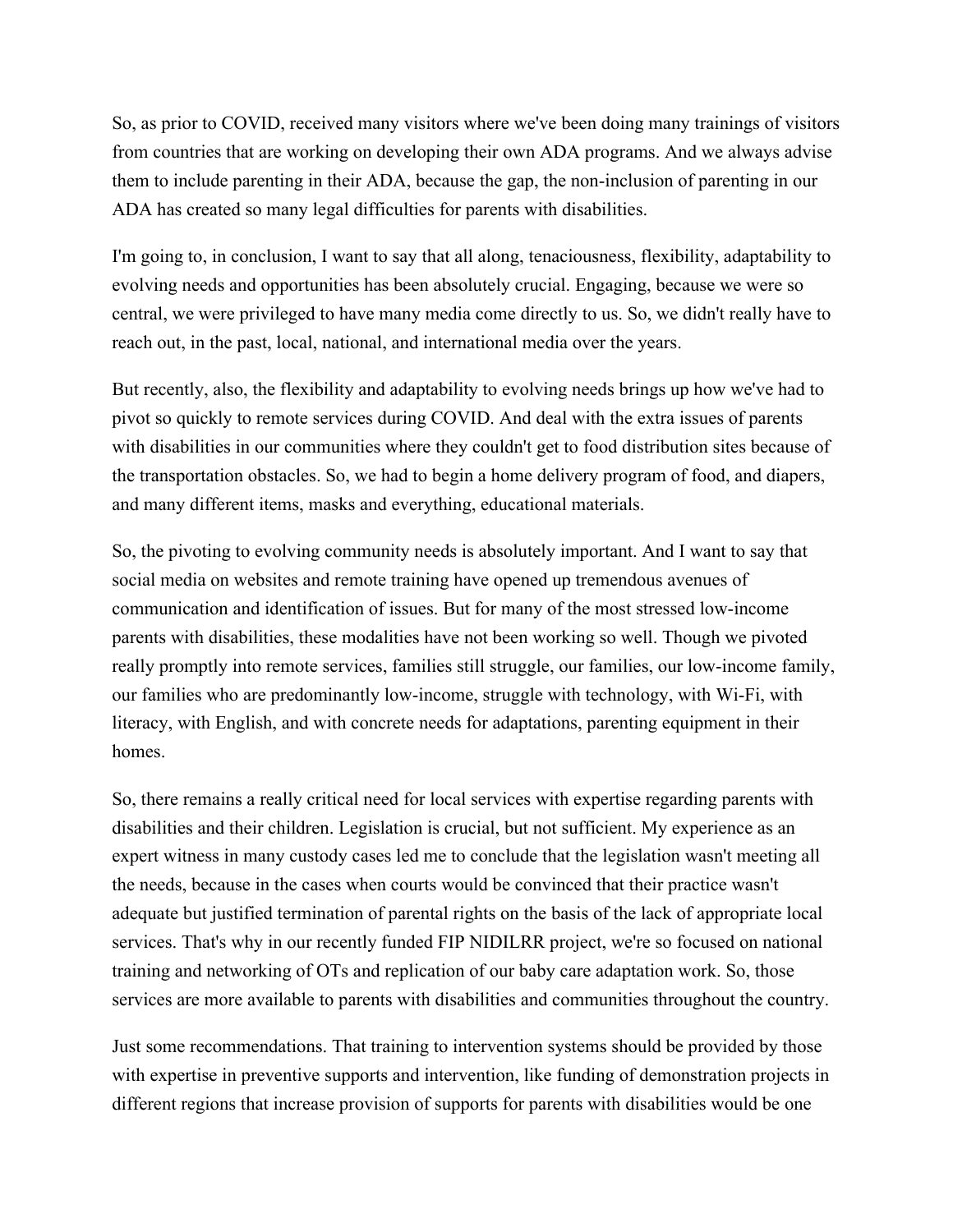So, as prior to COVID, received many visitors where we've been doing many trainings of visitors from countries that are working on developing their own ADA programs. And we always advise them to include parenting in their ADA, because the gap, the non-inclusion of parenting in our ADA has created so many legal difficulties for parents with disabilities.

I'm going to, in conclusion, I want to say that all along, tenaciousness, flexibility, adaptability to evolving needs and opportunities has been absolutely crucial. Engaging, because we were so central, we were privileged to have many media come directly to us. So, we didn't really have to reach out, in the past, local, national, and international media over the years.

But recently, also, the flexibility and adaptability to evolving needs brings up how we've had to pivot so quickly to remote services during COVID. And deal with the extra issues of parents with disabilities in our communities where they couldn't get to food distribution sites because of the transportation obstacles. So, we had to begin a home delivery program of food, and diapers, and many different items, masks and everything, educational materials.

So, the pivoting to evolving community needs is absolutely important. And I want to say that social media on websites and remote training have opened up tremendous avenues of communication and identification of issues. But for many of the most stressed low-income parents with disabilities, these modalities have not been working so well. Though we pivoted really promptly into remote services, families still struggle, our families, our low-income family, our families who are predominantly low-income, struggle with technology, with Wi-Fi, with literacy, with English, and with concrete needs for adaptations, parenting equipment in their homes.

So, there remains a really critical need for local services with expertise regarding parents with disabilities and their children. Legislation is crucial, but not sufficient. My experience as an expert witness in many custody cases led me to conclude that the legislation wasn't meeting all the needs, because in the cases when courts would be convinced that their practice wasn't adequate but justified termination of parental rights on the basis of the lack of appropriate local services. That's why in our recently funded FIP NIDILRR project, we're so focused on national training and networking of OTs and replication of our baby care adaptation work. So, those services are more available to parents with disabilities and communities throughout the country.

Just some recommendations. That training to intervention systems should be provided by those with expertise in preventive supports and intervention, like funding of demonstration projects in different regions that increase provision of supports for parents with disabilities would be one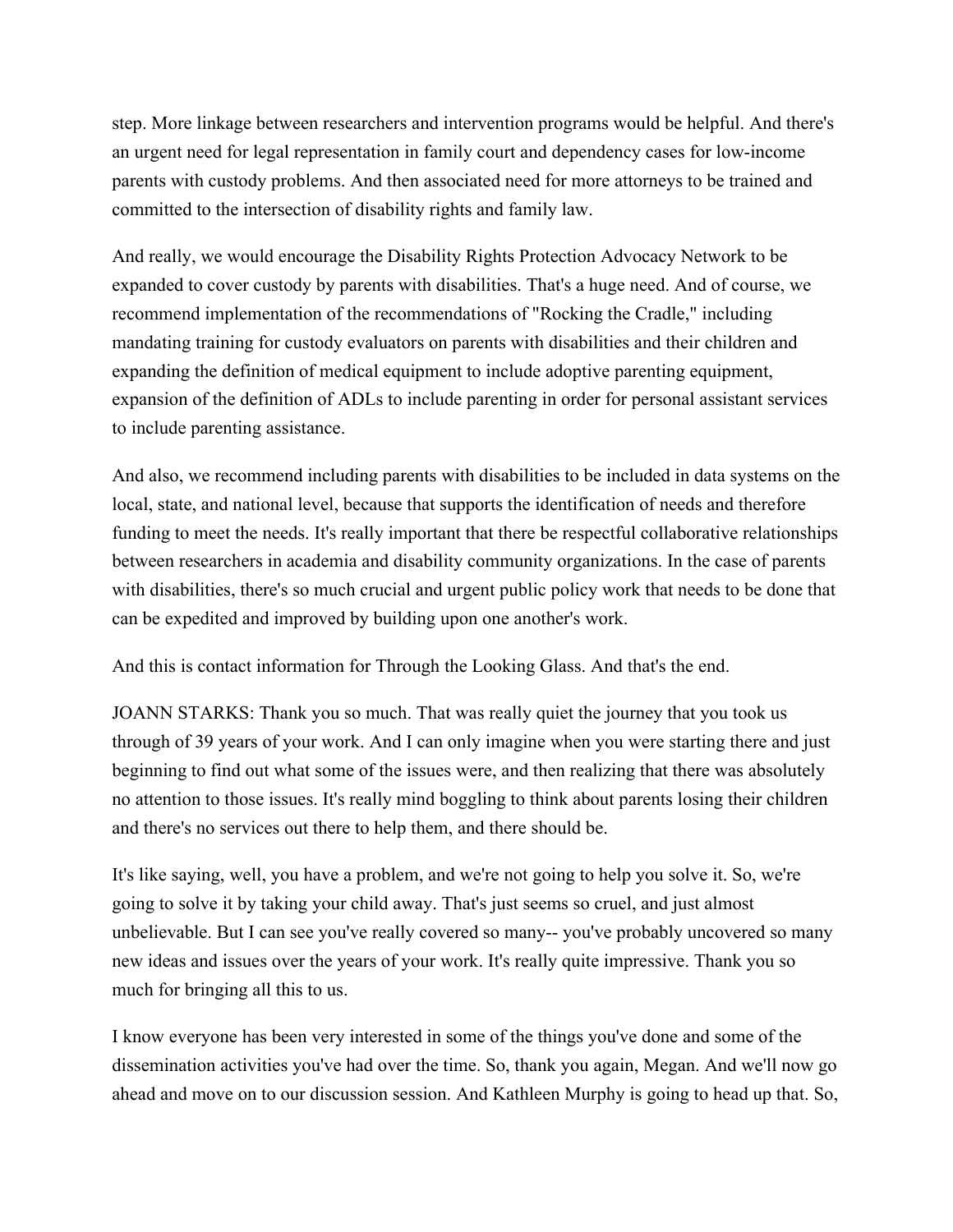step. More linkage between researchers and intervention programs would be helpful. And there's an urgent need for legal representation in family court and dependency cases for low-income parents with custody problems. And then associated need for more attorneys to be trained and committed to the intersection of disability rights and family law.

And really, we would encourage the Disability Rights Protection Advocacy Network to be expanded to cover custody by parents with disabilities. That's a huge need. And of course, we recommend implementation of the recommendations of "Rocking the Cradle," including mandating training for custody evaluators on parents with disabilities and their children and expanding the definition of medical equipment to include adoptive parenting equipment, expansion of the definition of ADLs to include parenting in order for personal assistant services to include parenting assistance.

And also, we recommend including parents with disabilities to be included in data systems on the local, state, and national level, because that supports the identification of needs and therefore funding to meet the needs. It's really important that there be respectful collaborative relationships between researchers in academia and disability community organizations. In the case of parents with disabilities, there's so much crucial and urgent public policy work that needs to be done that can be expedited and improved by building upon one another's work.

And this is contact information for Through the Looking Glass. And that's the end.

JOANN STARKS: Thank you so much. That was really quiet the journey that you took us through of 39 years of your work. And I can only imagine when you were starting there and just beginning to find out what some of the issues were, and then realizing that there was absolutely no attention to those issues. It's really mind boggling to think about parents losing their children and there's no services out there to help them, and there should be.

It's like saying, well, you have a problem, and we're not going to help you solve it. So, we're going to solve it by taking your child away. That's just seems so cruel, and just almost unbelievable. But I can see you've really covered so many-- you've probably uncovered so many new ideas and issues over the years of your work. It's really quite impressive. Thank you so much for bringing all this to us.

I know everyone has been very interested in some of the things you've done and some of the dissemination activities you've had over the time. So, thank you again, Megan. And we'll now go ahead and move on to our discussion session. And Kathleen Murphy is going to head up that. So,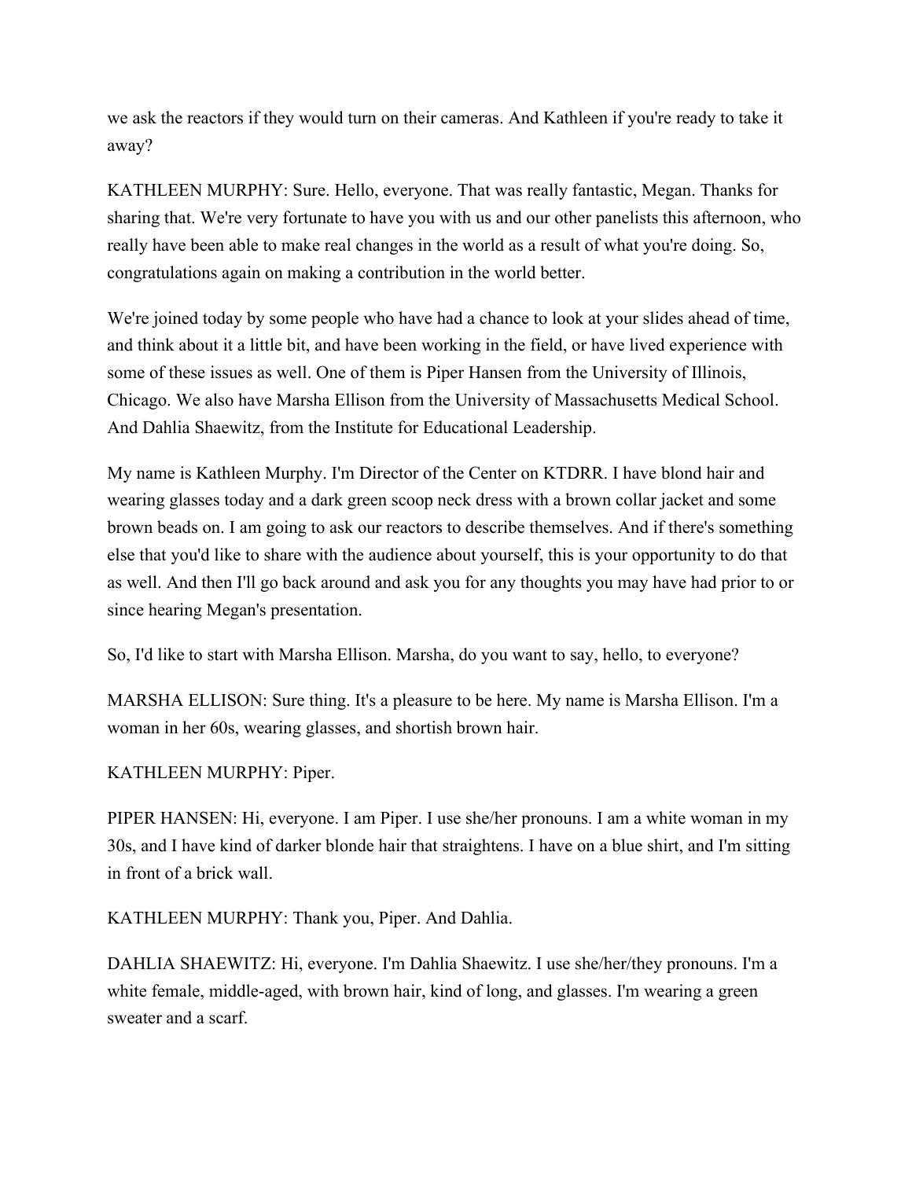we ask the reactors if they would turn on their cameras. And Kathleen if you're ready to take it away?

KATHLEEN MURPHY: Sure. Hello, everyone. That was really fantastic, Megan. Thanks for sharing that. We're very fortunate to have you with us and our other panelists this afternoon, who really have been able to make real changes in the world as a result of what you're doing. So, congratulations again on making a contribution in the world better.

We're joined today by some people who have had a chance to look at your slides ahead of time, and think about it a little bit, and have been working in the field, or have lived experience with some of these issues as well. One of them is Piper Hansen from the University of Illinois, Chicago. We also have Marsha Ellison from the University of Massachusetts Medical School. And Dahlia Shaewitz, from the Institute for Educational Leadership.

My name is Kathleen Murphy. I'm Director of the Center on KTDRR. I have blond hair and wearing glasses today and a dark green scoop neck dress with a brown collar jacket and some brown beads on. I am going to ask our reactors to describe themselves. And if there's something else that you'd like to share with the audience about yourself, this is your opportunity to do that as well. And then I'll go back around and ask you for any thoughts you may have had prior to or since hearing Megan's presentation.

So, I'd like to start with Marsha Ellison. Marsha, do you want to say, hello, to everyone?

MARSHA ELLISON: Sure thing. It's a pleasure to be here. My name is Marsha Ellison. I'm a woman in her 60s, wearing glasses, and shortish brown hair.

KATHLEEN MURPHY: Piper.

PIPER HANSEN: Hi, everyone. I am Piper. I use she/her pronouns. I am a white woman in my 30s, and I have kind of darker blonde hair that straightens. I have on a blue shirt, and I'm sitting in front of a brick wall.

KATHLEEN MURPHY: Thank you, Piper. And Dahlia.

DAHLIA SHAEWITZ: Hi, everyone. I'm Dahlia Shaewitz. I use she/her/they pronouns. I'm a white female, middle-aged, with brown hair, kind of long, and glasses. I'm wearing a green sweater and a scarf.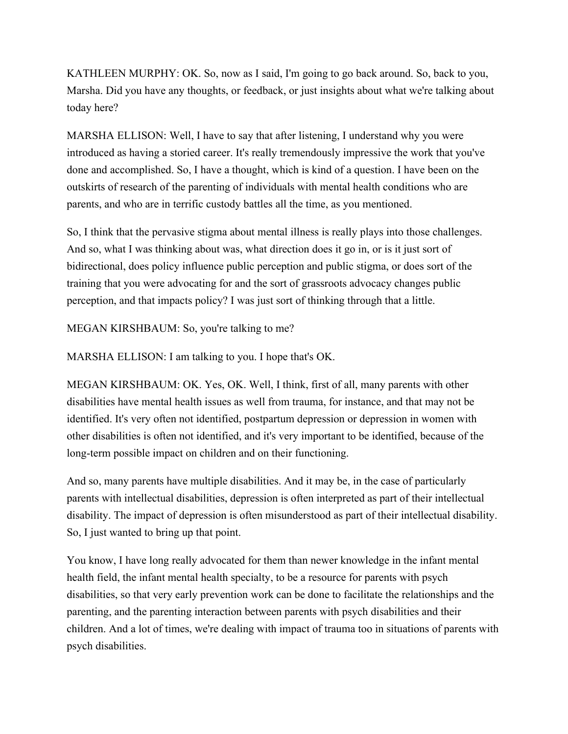KATHLEEN MURPHY: OK. So, now as I said, I'm going to go back around. So, back to you, Marsha. Did you have any thoughts, or feedback, or just insights about what we're talking about today here?

MARSHA ELLISON: Well, I have to say that after listening, I understand why you were introduced as having a storied career. It's really tremendously impressive the work that you've done and accomplished. So, I have a thought, which is kind of a question. I have been on the outskirts of research of the parenting of individuals with mental health conditions who are parents, and who are in terrific custody battles all the time, as you mentioned.

So, I think that the pervasive stigma about mental illness is really plays into those challenges. And so, what I was thinking about was, what direction does it go in, or is it just sort of bidirectional, does policy influence public perception and public stigma, or does sort of the training that you were advocating for and the sort of grassroots advocacy changes public perception, and that impacts policy? I was just sort of thinking through that a little.

MEGAN KIRSHBAUM: So, you're talking to me?

MARSHA ELLISON: I am talking to you. I hope that's OK.

MEGAN KIRSHBAUM: OK. Yes, OK. Well, I think, first of all, many parents with other disabilities have mental health issues as well from trauma, for instance, and that may not be identified. It's very often not identified, postpartum depression or depression in women with other disabilities is often not identified, and it's very important to be identified, because of the long-term possible impact on children and on their functioning.

And so, many parents have multiple disabilities. And it may be, in the case of particularly parents with intellectual disabilities, depression is often interpreted as part of their intellectual disability. The impact of depression is often misunderstood as part of their intellectual disability. So, I just wanted to bring up that point.

You know, I have long really advocated for them than newer knowledge in the infant mental health field, the infant mental health specialty, to be a resource for parents with psych disabilities, so that very early prevention work can be done to facilitate the relationships and the parenting, and the parenting interaction between parents with psych disabilities and their children. And a lot of times, we're dealing with impact of trauma too in situations of parents with psych disabilities.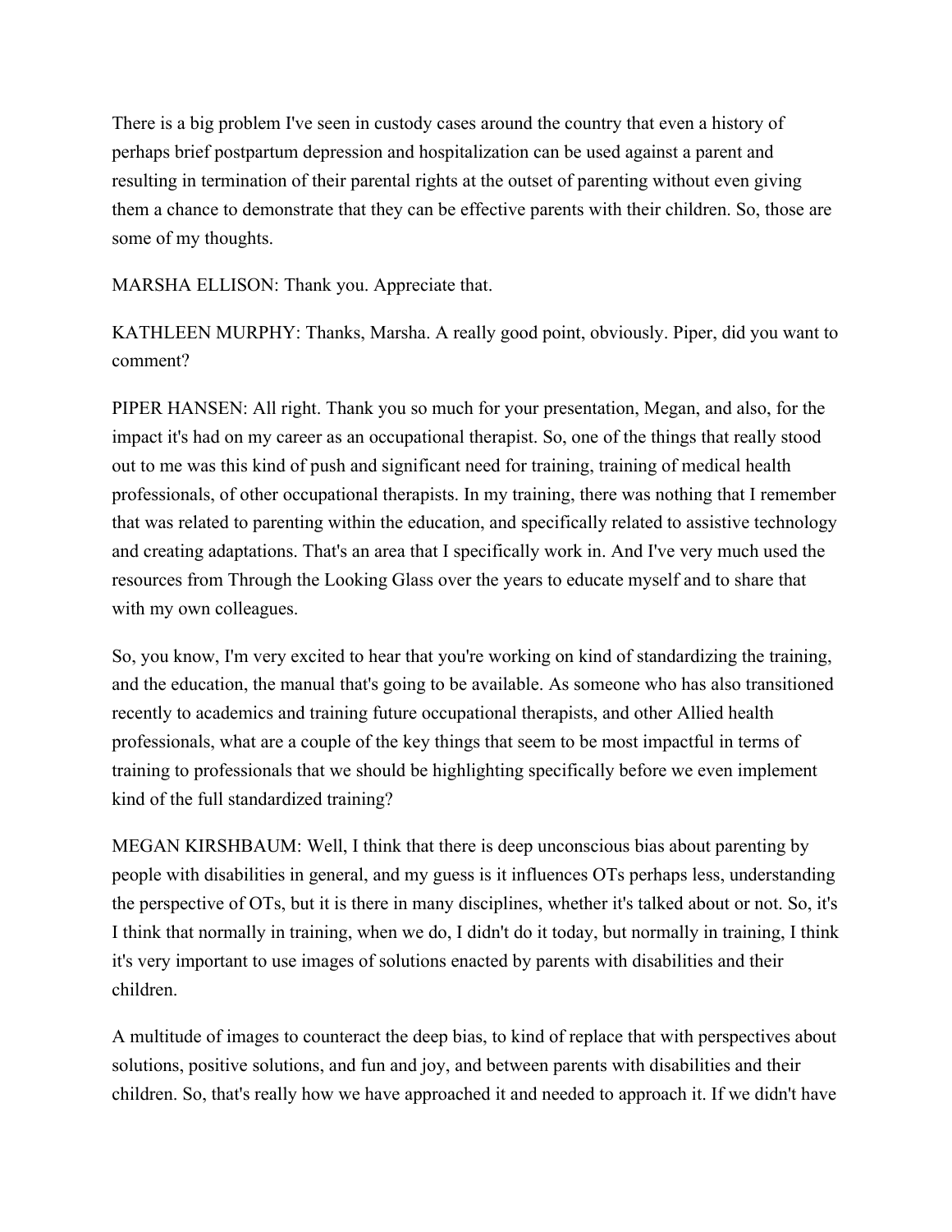There is a big problem I've seen in custody cases around the country that even a history of perhaps brief postpartum depression and hospitalization can be used against a parent and resulting in termination of their parental rights at the outset of parenting without even giving them a chance to demonstrate that they can be effective parents with their children. So, those are some of my thoughts.

MARSHA ELLISON: Thank you. Appreciate that.

KATHLEEN MURPHY: Thanks, Marsha. A really good point, obviously. Piper, did you want to comment?

PIPER HANSEN: All right. Thank you so much for your presentation, Megan, and also, for the impact it's had on my career as an occupational therapist. So, one of the things that really stood out to me was this kind of push and significant need for training, training of medical health professionals, of other occupational therapists. In my training, there was nothing that I remember that was related to parenting within the education, and specifically related to assistive technology and creating adaptations. That's an area that I specifically work in. And I've very much used the resources from Through the Looking Glass over the years to educate myself and to share that with my own colleagues.

So, you know, I'm very excited to hear that you're working on kind of standardizing the training, and the education, the manual that's going to be available. As someone who has also transitioned recently to academics and training future occupational therapists, and other Allied health professionals, what are a couple of the key things that seem to be most impactful in terms of training to professionals that we should be highlighting specifically before we even implement kind of the full standardized training?

MEGAN KIRSHBAUM: Well, I think that there is deep unconscious bias about parenting by people with disabilities in general, and my guess is it influences OTs perhaps less, understanding the perspective of OTs, but it is there in many disciplines, whether it's talked about or not. So, it's I think that normally in training, when we do, I didn't do it today, but normally in training, I think it's very important to use images of solutions enacted by parents with disabilities and their children.

A multitude of images to counteract the deep bias, to kind of replace that with perspectives about solutions, positive solutions, and fun and joy, and between parents with disabilities and their children. So, that's really how we have approached it and needed to approach it. If we didn't have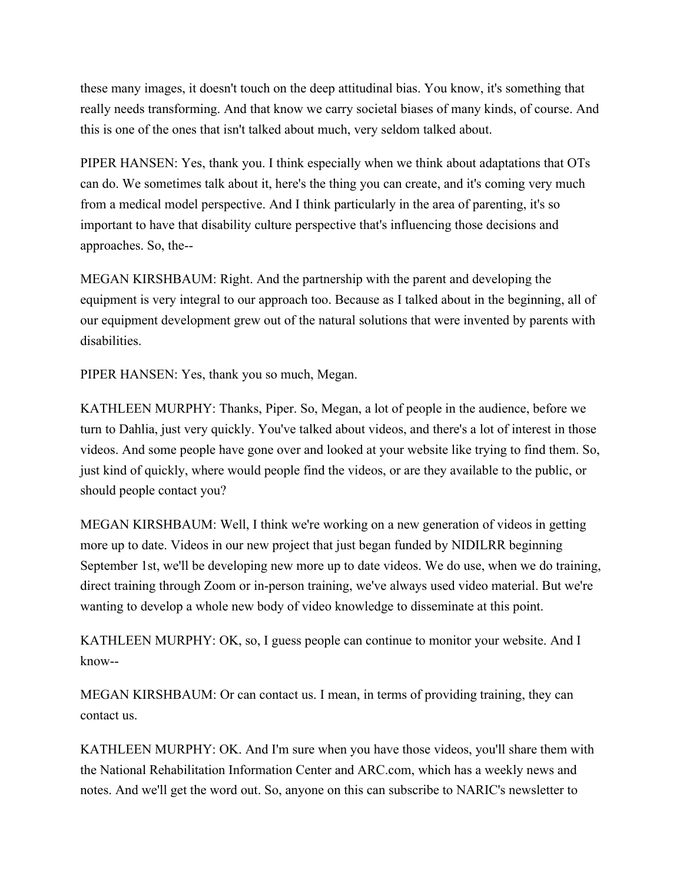these many images, it doesn't touch on the deep attitudinal bias. You know, it's something that really needs transforming. And that know we carry societal biases of many kinds, of course. And this is one of the ones that isn't talked about much, very seldom talked about.

PIPER HANSEN: Yes, thank you. I think especially when we think about adaptations that OTs can do. We sometimes talk about it, here's the thing you can create, and it's coming very much from a medical model perspective. And I think particularly in the area of parenting, it's so important to have that disability culture perspective that's influencing those decisions and approaches. So, the--

MEGAN KIRSHBAUM: Right. And the partnership with the parent and developing the equipment is very integral to our approach too. Because as I talked about in the beginning, all of our equipment development grew out of the natural solutions that were invented by parents with disabilities.

PIPER HANSEN: Yes, thank you so much, Megan.

KATHLEEN MURPHY: Thanks, Piper. So, Megan, a lot of people in the audience, before we turn to Dahlia, just very quickly. You've talked about videos, and there's a lot of interest in those videos. And some people have gone over and looked at your website like trying to find them. So, just kind of quickly, where would people find the videos, or are they available to the public, or should people contact you?

MEGAN KIRSHBAUM: Well, I think we're working on a new generation of videos in getting more up to date. Videos in our new project that just began funded by NIDILRR beginning September 1st, we'll be developing new more up to date videos. We do use, when we do training, direct training through Zoom or in-person training, we've always used video material. But we're wanting to develop a whole new body of video knowledge to disseminate at this point.

KATHLEEN MURPHY: OK, so, I guess people can continue to monitor your website. And I know--

MEGAN KIRSHBAUM: Or can contact us. I mean, in terms of providing training, they can contact us.

KATHLEEN MURPHY: OK. And I'm sure when you have those videos, you'll share them with the National Rehabilitation Information Center and ARC.com, which has a weekly news and notes. And we'll get the word out. So, anyone on this can subscribe to NARIC's newsletter to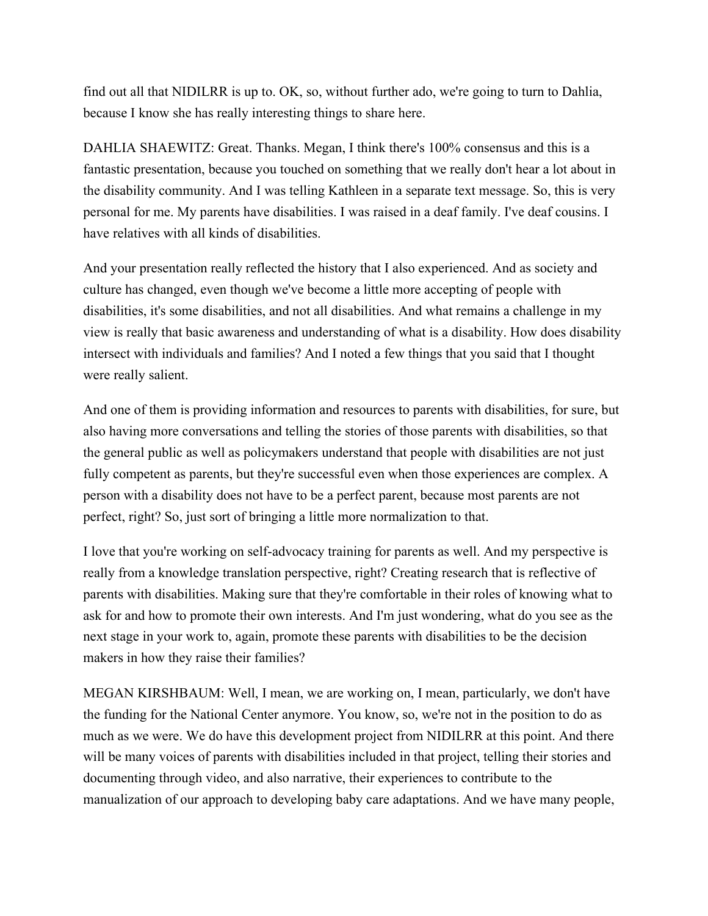find out all that NIDILRR is up to. OK, so, without further ado, we're going to turn to Dahlia, because I know she has really interesting things to share here.

DAHLIA SHAEWITZ: Great. Thanks. Megan, I think there's 100% consensus and this is a fantastic presentation, because you touched on something that we really don't hear a lot about in the disability community. And I was telling Kathleen in a separate text message. So, this is very personal for me. My parents have disabilities. I was raised in a deaf family. I've deaf cousins. I have relatives with all kinds of disabilities.

And your presentation really reflected the history that I also experienced. And as society and culture has changed, even though we've become a little more accepting of people with disabilities, it's some disabilities, and not all disabilities. And what remains a challenge in my view is really that basic awareness and understanding of what is a disability. How does disability intersect with individuals and families? And I noted a few things that you said that I thought were really salient.

And one of them is providing information and resources to parents with disabilities, for sure, but also having more conversations and telling the stories of those parents with disabilities, so that the general public as well as policymakers understand that people with disabilities are not just fully competent as parents, but they're successful even when those experiences are complex. A person with a disability does not have to be a perfect parent, because most parents are not perfect, right? So, just sort of bringing a little more normalization to that.

I love that you're working on self-advocacy training for parents as well. And my perspective is really from a knowledge translation perspective, right? Creating research that is reflective of parents with disabilities. Making sure that they're comfortable in their roles of knowing what to ask for and how to promote their own interests. And I'm just wondering, what do you see as the next stage in your work to, again, promote these parents with disabilities to be the decision makers in how they raise their families?

MEGAN KIRSHBAUM: Well, I mean, we are working on, I mean, particularly, we don't have the funding for the National Center anymore. You know, so, we're not in the position to do as much as we were. We do have this development project from NIDILRR at this point. And there will be many voices of parents with disabilities included in that project, telling their stories and documenting through video, and also narrative, their experiences to contribute to the manualization of our approach to developing baby care adaptations. And we have many people,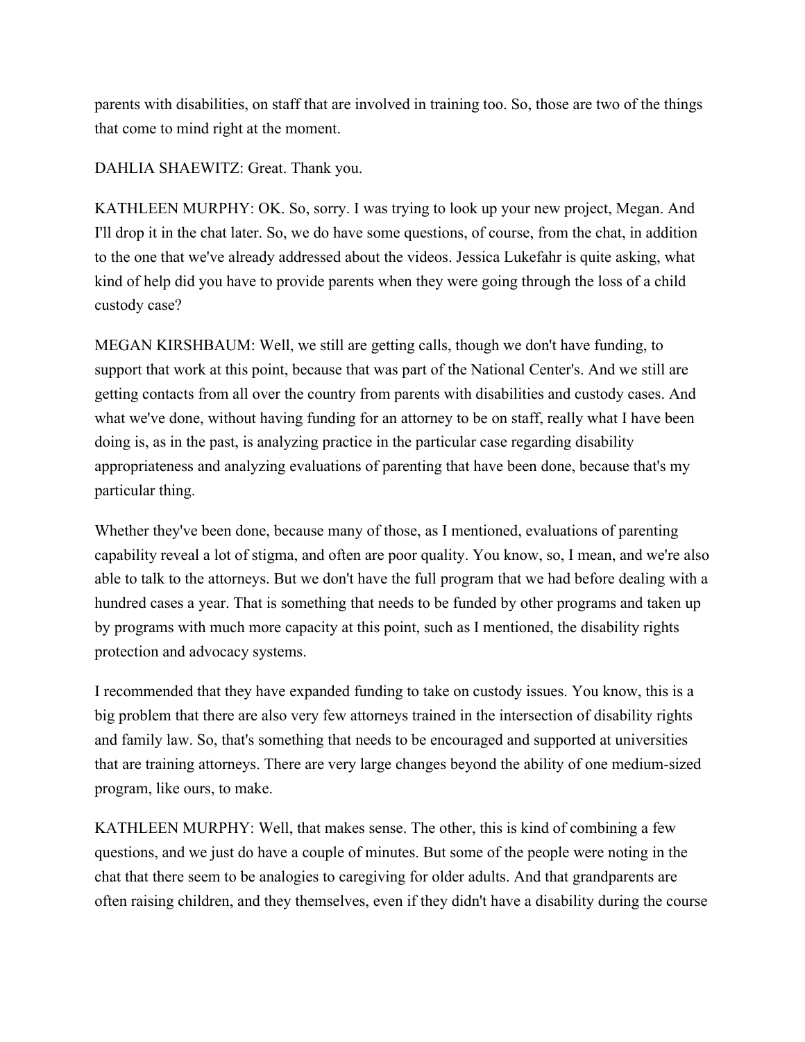parents with disabilities, on staff that are involved in training too. So, those are two of the things that come to mind right at the moment.

DAHLIA SHAEWITZ: Great. Thank you.

KATHLEEN MURPHY: OK. So, sorry. I was trying to look up your new project, Megan. And I'll drop it in the chat later. So, we do have some questions, of course, from the chat, in addition to the one that we've already addressed about the videos. Jessica Lukefahr is quite asking, what kind of help did you have to provide parents when they were going through the loss of a child custody case?

MEGAN KIRSHBAUM: Well, we still are getting calls, though we don't have funding, to support that work at this point, because that was part of the National Center's. And we still are getting contacts from all over the country from parents with disabilities and custody cases. And what we've done, without having funding for an attorney to be on staff, really what I have been doing is, as in the past, is analyzing practice in the particular case regarding disability appropriateness and analyzing evaluations of parenting that have been done, because that's my particular thing.

Whether they've been done, because many of those, as I mentioned, evaluations of parenting capability reveal a lot of stigma, and often are poor quality. You know, so, I mean, and we're also able to talk to the attorneys. But we don't have the full program that we had before dealing with a hundred cases a year. That is something that needs to be funded by other programs and taken up by programs with much more capacity at this point, such as I mentioned, the disability rights protection and advocacy systems.

I recommended that they have expanded funding to take on custody issues. You know, this is a big problem that there are also very few attorneys trained in the intersection of disability rights and family law. So, that's something that needs to be encouraged and supported at universities that are training attorneys. There are very large changes beyond the ability of one medium-sized program, like ours, to make.

KATHLEEN MURPHY: Well, that makes sense. The other, this is kind of combining a few questions, and we just do have a couple of minutes. But some of the people were noting in the chat that there seem to be analogies to caregiving for older adults. And that grandparents are often raising children, and they themselves, even if they didn't have a disability during the course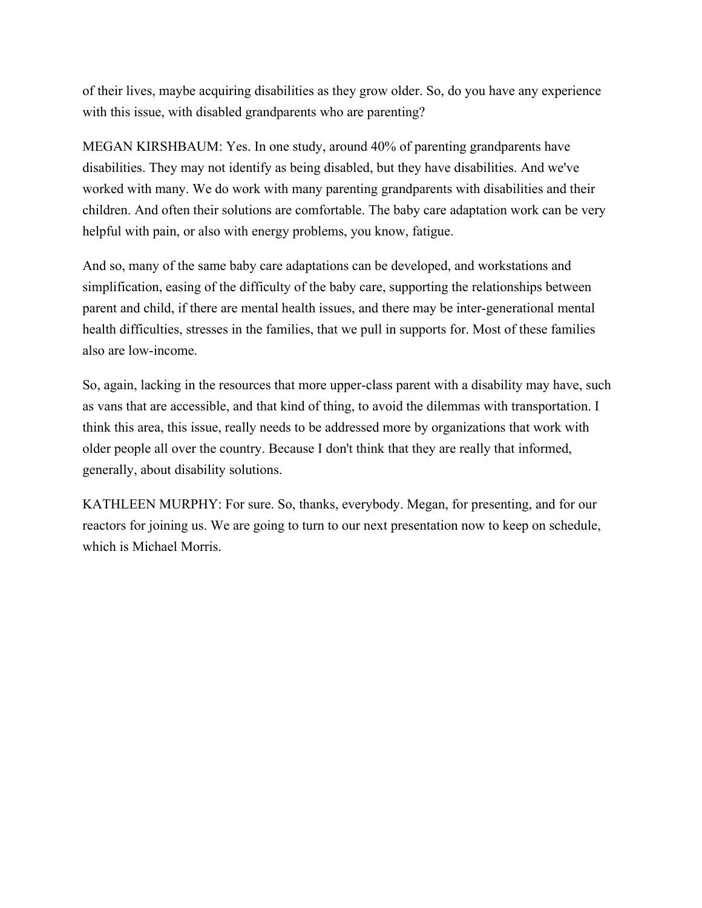of their lives, maybe acquiring disabilities as they grow older. So, do you have any experience with this issue, with disabled grandparents who are parenting?

MEGAN KIRSHBAUM: Yes. In one study, around 40% of parenting grandparents have disabilities. They may not identify as being disabled, but they have disabilities. And we've worked with many. We do work with many parenting grandparents with disabilities and their children. And often their solutions are comfortable. The baby care adaptation work can be very helpful with pain, or also with energy problems, you know, fatigue.

And so, many of the same baby care adaptations can be developed, and workstations and simplification, easing of the difficulty of the baby care, supporting the relationships between parent and child, if there are mental health issues, and there may be inter-generational mental health difficulties, stresses in the families, that we pull in supports for. Most of these families also are low-income.

So, again, lacking in the resources that more upper-class parent with a disability may have, such as vans that are accessible, and that kind of thing, to avoid the dilemmas with transportation. I think this area, this issue, really needs to be addressed more by organizations that work with older people all over the country. Because I don't think that they are really that informed, generally, about disability solutions.

KATHLEEN MURPHY: For sure. So, thanks, everybody. Megan, for presenting, and for our reactors for joining us. We are going to turn to our next presentation now to keep on schedule, which is Michael Morris.